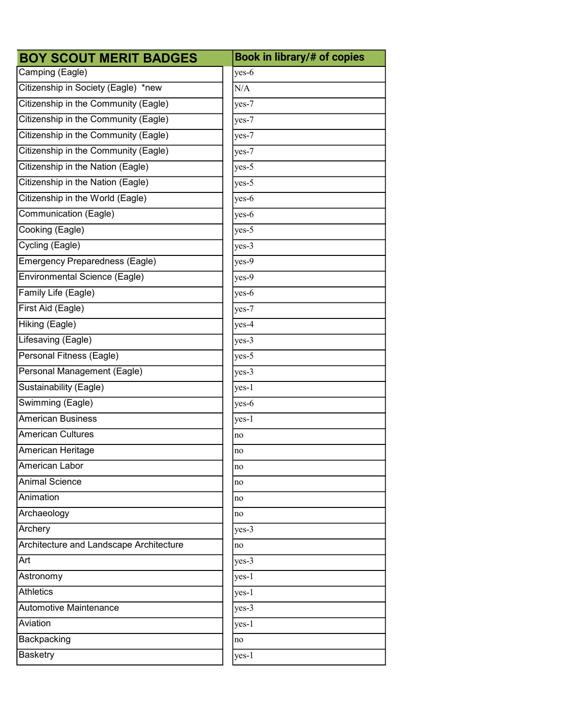| BOY SCOUT MERIT BADGES | Book in library/# of copies |
|---|---|
| Camping (Eagle) | yes-6 |
| Citizenship in Society (Eagle) *new | N/A |
| Citizenship in the Community (Eagle) | yes-7 |
| Citizenship in the Community (Eagle) | yes-7 |
| Citizenship in the Community (Eagle) | yes-7 |
| Citizenship in the Community (Eagle) | yes-7 |
| Citizenship in the Nation (Eagle) | yes-5 |
| Citizenship in the Nation (Eagle) | yes-5 |
| Citizenship in the World (Eagle) | yes-6 |
| Communication (Eagle) | yes-6 |
| Cooking (Eagle) | yes-5 |
| Cycling (Eagle) | yes-3 |
| Emergency Preparedness (Eagle) | yes-9 |
| Environmental Science (Eagle) | yes-9 |
| Family Life (Eagle) | yes-6 |
| First Aid (Eagle) | yes-7 |
| Hiking (Eagle) | yes-4 |
| Lifesaving (Eagle) | yes-3 |
| Personal Fitness (Eagle) | yes-5 |
| Personal Management (Eagle) | yes-3 |
| Sustainability (Eagle) | yes-1 |
| Swimming (Eagle) | yes-6 |
| American Business | yes-1 |
| American Cultures | no |
| American Heritage | no |
| American Labor | no |
| Animal Science | no |
| Animation | no |
| Archaeology | no |
| Archery | yes-3 |
| Architecture and Landscape Architecture | no |
| Art | yes-3 |
| Astronomy | yes-1 |
| Athletics | yes-1 |
| Automotive Maintenance | yes-3 |
| Aviation | yes-1 |
| Backpacking | no |
| Basketry | yes-1 |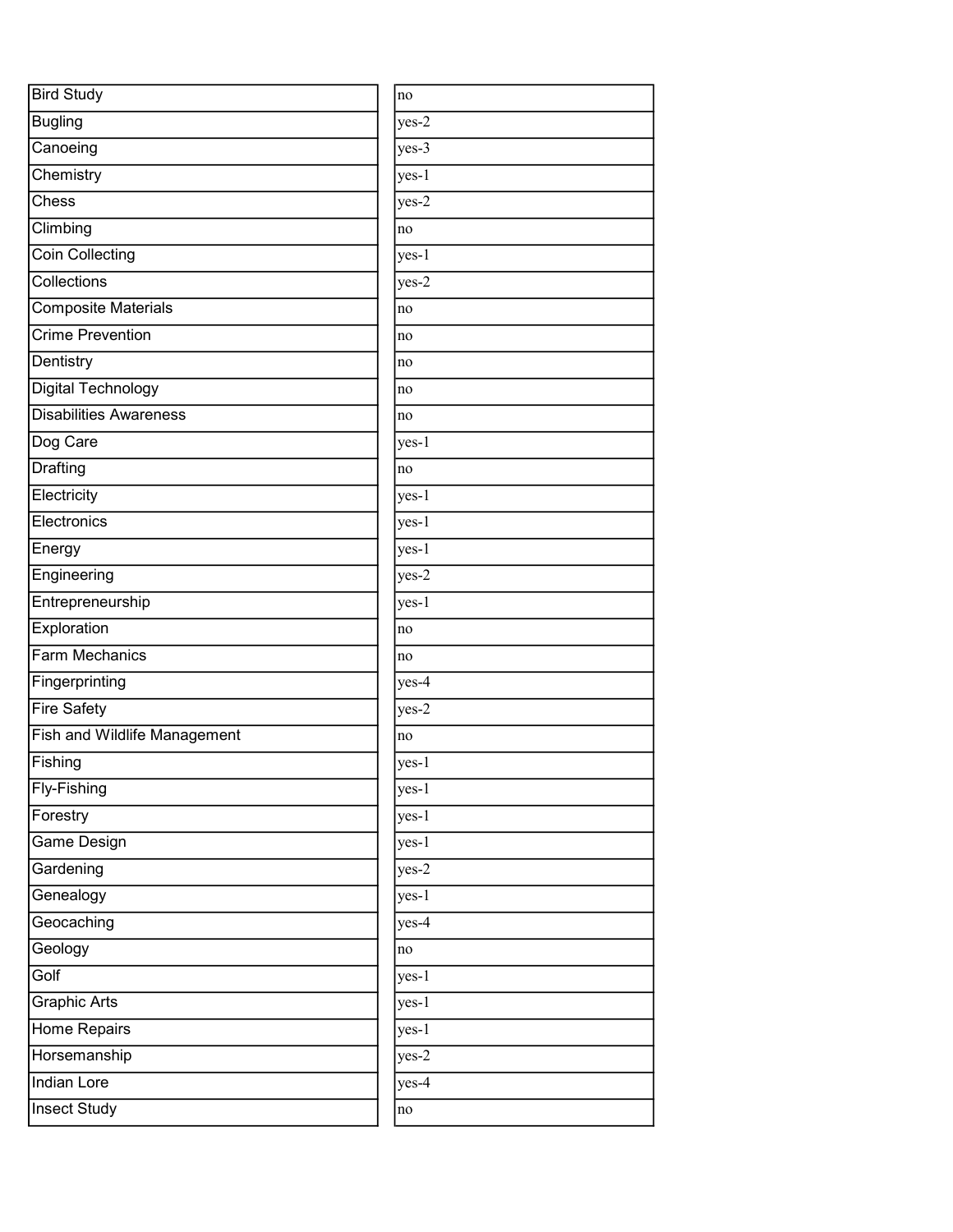| | |
|---|---|
| Bird Study | no |
| Bugling | yes-2 |
| Canoeing | yes-3 |
| Chemistry | yes-1 |
| Chess | yes-2 |
| Climbing | no |
| Coin Collecting | yes-1 |
| Collections | yes-2 |
| Composite Materials | no |
| Crime Prevention | no |
| Dentistry | no |
| Digital Technology | no |
| Disabilities Awareness | no |
| Dog Care | yes-1 |
| Drafting | no |
| Electricity | yes-1 |
| Electronics | yes-1 |
| Energy | yes-1 |
| Engineering | yes-2 |
| Entrepreneurship | yes-1 |
| Exploration | no |
| Farm Mechanics | no |
| Fingerprinting | yes-4 |
| Fire Safety | yes-2 |
| Fish and Wildlife Management | no |
| Fishing | yes-1 |
| Fly-Fishing | yes-1 |
| Forestry | yes-1 |
| Game Design | yes-1 |
| Gardening | yes-2 |
| Genealogy | yes-1 |
| Geocaching | yes-4 |
| Geology | no |
| Golf | yes-1 |
| Graphic Arts | yes-1 |
| Home Repairs | yes-1 |
| Horsemanship | yes-2 |
| Indian Lore | yes-4 |
| Insect Study | no |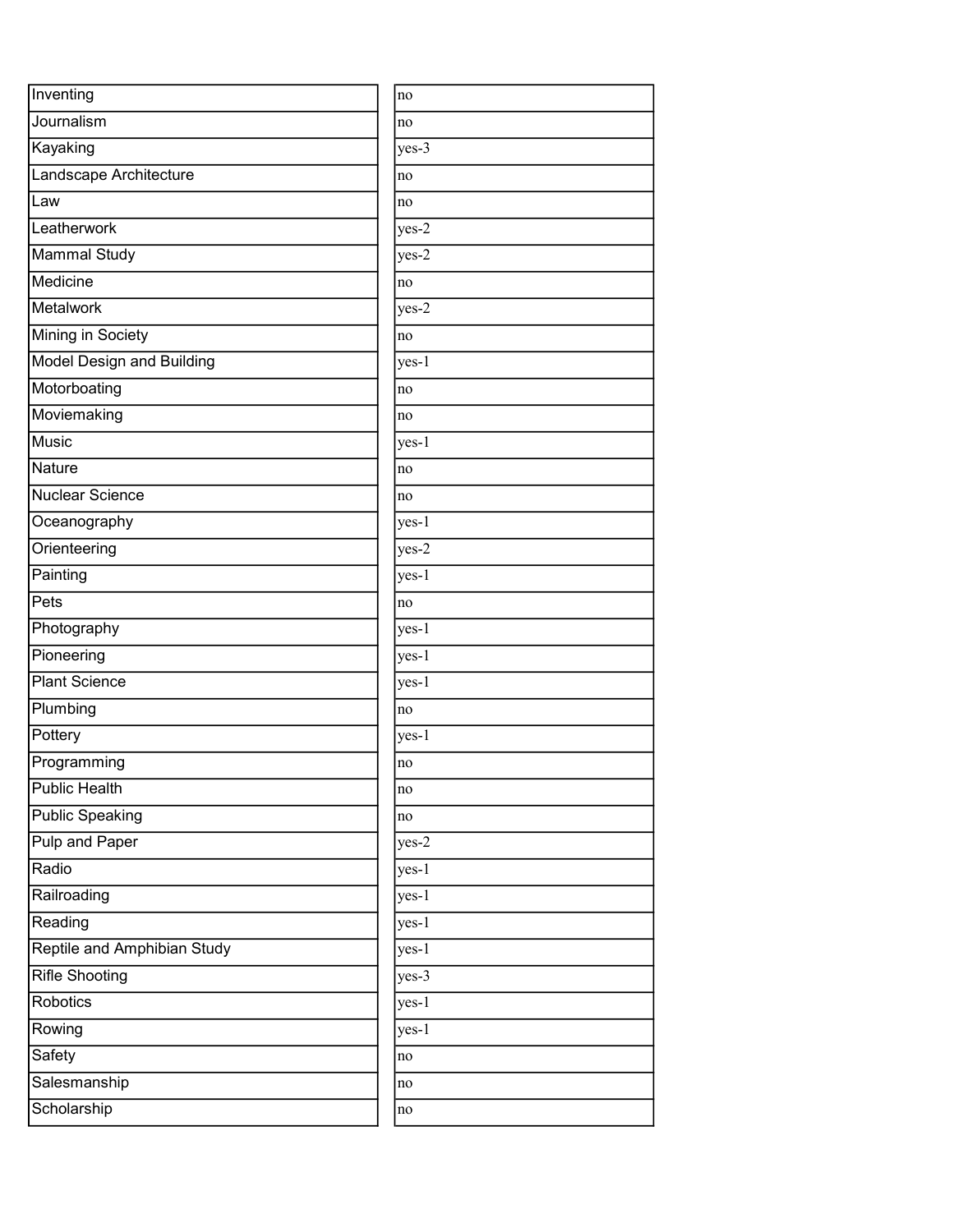| | |
|---|---|
| Inventing | no |
| Journalism | no |
| Kayaking | yes-3 |
| Landscape Architecture | no |
| Law | no |
| Leatherwork | yes-2 |
| Mammal Study | yes-2 |
| Medicine | no |
| Metalwork | yes-2 |
| Mining in Society | no |
| Model Design and Building | yes-1 |
| Motorboating | no |
| Moviemaking | no |
| Music | yes-1 |
| Nature | no |
| Nuclear Science | no |
| Oceanography | yes-1 |
| Orienteering | yes-2 |
| Painting | yes-1 |
| Pets | no |
| Photography | yes-1 |
| Pioneering | yes-1 |
| Plant Science | yes-1 |
| Plumbing | no |
| Pottery | yes-1 |
| Programming | no |
| Public Health | no |
| Public Speaking | no |
| Pulp and Paper | yes-2 |
| Radio | yes-1 |
| Railroading | yes-1 |
| Reading | yes-1 |
| Reptile and Amphibian Study | yes-1 |
| Rifle Shooting | yes-3 |
| Robotics | yes-1 |
| Rowing | yes-1 |
| Safety | no |
| Salesmanship | no |
| Scholarship | no |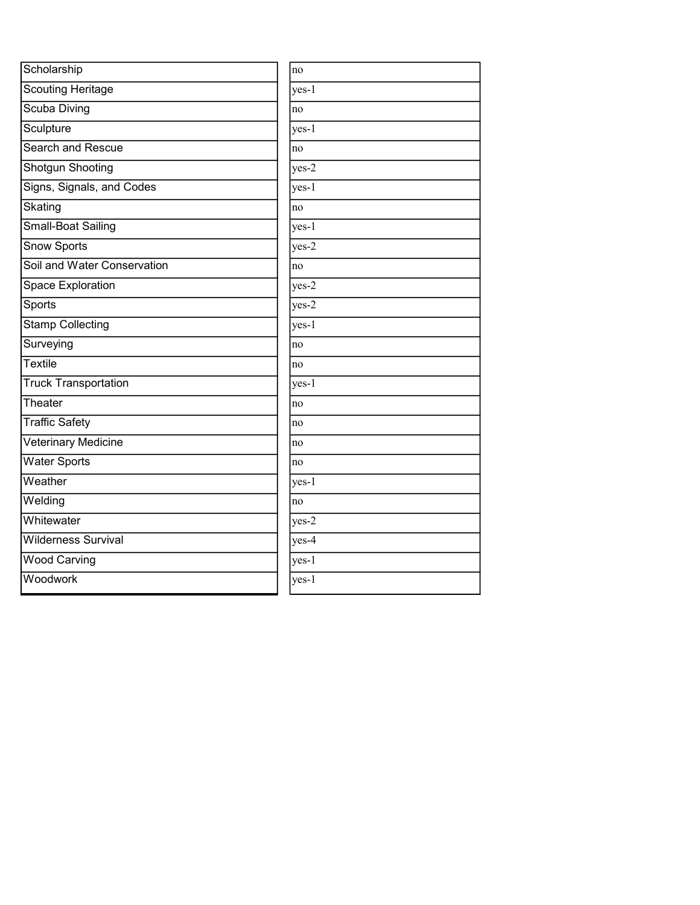| | |
|---|---|
| Scholarship | no |
| Scouting Heritage | yes-1 |
| Scuba Diving | no |
| Sculpture | yes-1 |
| Search and Rescue | no |
| Shotgun Shooting | yes-2 |
| Signs, Signals, and Codes | yes-1 |
| Skating | no |
| Small-Boat Sailing | yes-1 |
| Snow Sports | yes-2 |
| Soil and Water Conservation | no |
| Space Exploration | yes-2 |
| Sports | yes-2 |
| Stamp Collecting | yes-1 |
| Surveying | no |
| Textile | no |
| Truck Transportation | yes-1 |
| Theater | no |
| Traffic Safety | no |
| Veterinary Medicine | no |
| Water Sports | no |
| Weather | yes-1 |
| Welding | no |
| Whitewater | yes-2 |
| Wilderness Survival | yes-4 |
| Wood Carving | yes-1 |
| Woodwork | yes-1 |